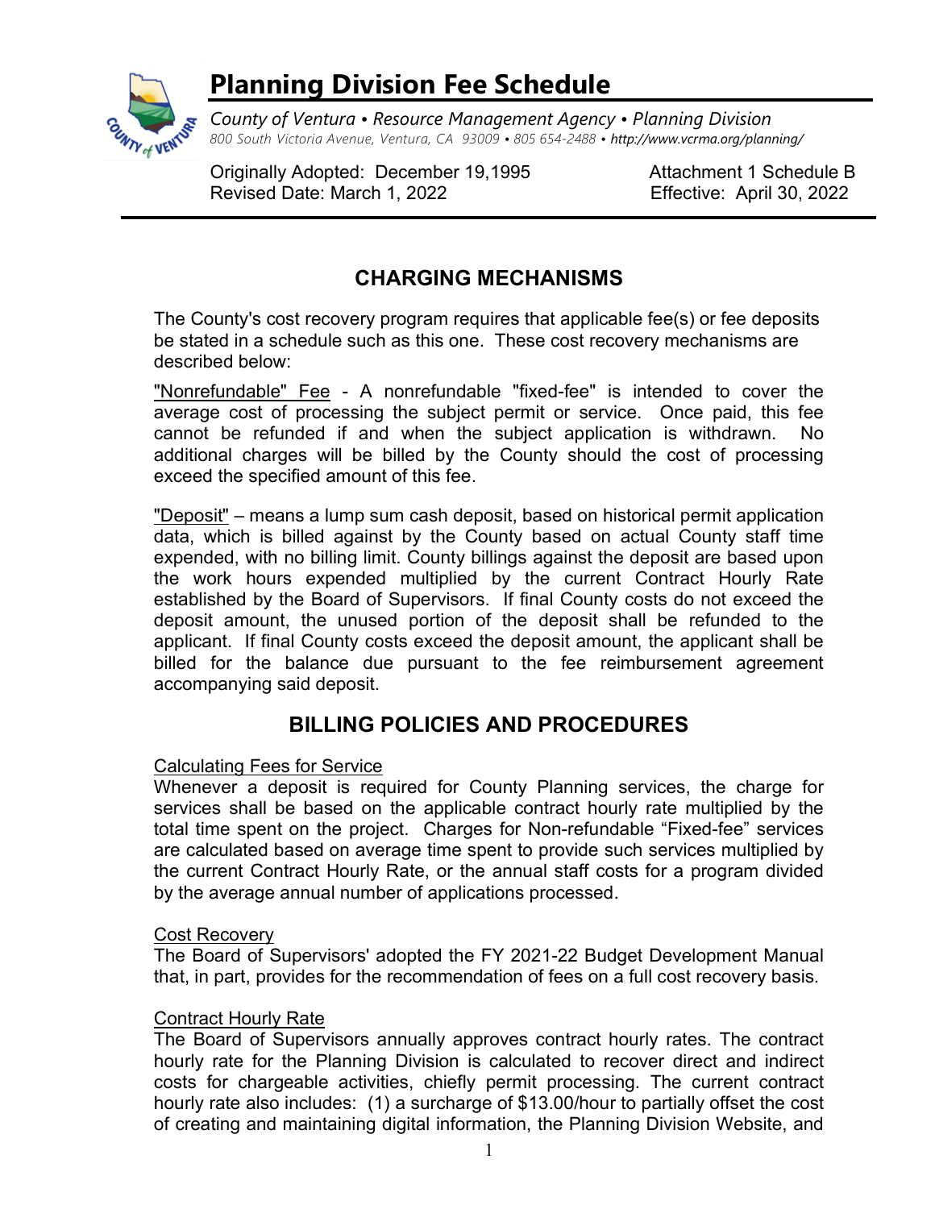# Planning Division Fee Schedule

*County of Ventura • Resource Management Agency • Planning Division*
*800 South Victoria Avenue, Ventura, CA 93009 • 805 654-2488 • http://www.vcrma.org/planning/*

Originally Adopted: December 19,1995
Revised Date: March 1, 2022

Attachment 1 Schedule B
Effective: April 30, 2022

## CHARGING MECHANISMS

The County's cost recovery program requires that applicable fee(s) or fee deposits be stated in a schedule such as this one. These cost recovery mechanisms are described below:

<u>"Nonrefundable" Fee</u> - A nonrefundable "fixed-fee" is intended to cover the average cost of processing the subject permit or service. Once paid, this fee cannot be refunded if and when the subject application is withdrawn. No additional charges will be billed by the County should the cost of processing exceed the specified amount of this fee.

<u>"Deposit"</u> – means a lump sum cash deposit, based on historical permit application data, which is billed against by the County based on actual County staff time expended, with no billing limit. County billings against the deposit are based upon the work hours expended multiplied by the current Contract Hourly Rate established by the Board of Supervisors. If final County costs do not exceed the deposit amount, the unused portion of the deposit shall be refunded to the applicant. If final County costs exceed the deposit amount, the applicant shall be billed for the balance due pursuant to the fee reimbursement agreement accompanying said deposit.

## BILLING POLICIES AND PROCEDURES

<u>Calculating Fees for Service</u>
Whenever a deposit is required for County Planning services, the charge for services shall be based on the applicable contract hourly rate multiplied by the total time spent on the project. Charges for Non-refundable "Fixed-fee" services are calculated based on average time spent to provide such services multiplied by the current Contract Hourly Rate, or the annual staff costs for a program divided by the average annual number of applications processed.

<u>Cost Recovery</u>
The Board of Supervisors' adopted the FY 2021-22 Budget Development Manual that, in part, provides for the recommendation of fees on a full cost recovery basis.

<u>Contract Hourly Rate</u>
The Board of Supervisors annually approves contract hourly rates. The contract hourly rate for the Planning Division is calculated to recover direct and indirect costs for chargeable activities, chiefly permit processing. The current contract hourly rate also includes: (1) a surcharge of $13.00/hour to partially offset the cost of creating and maintaining digital information, the Planning Division Website, and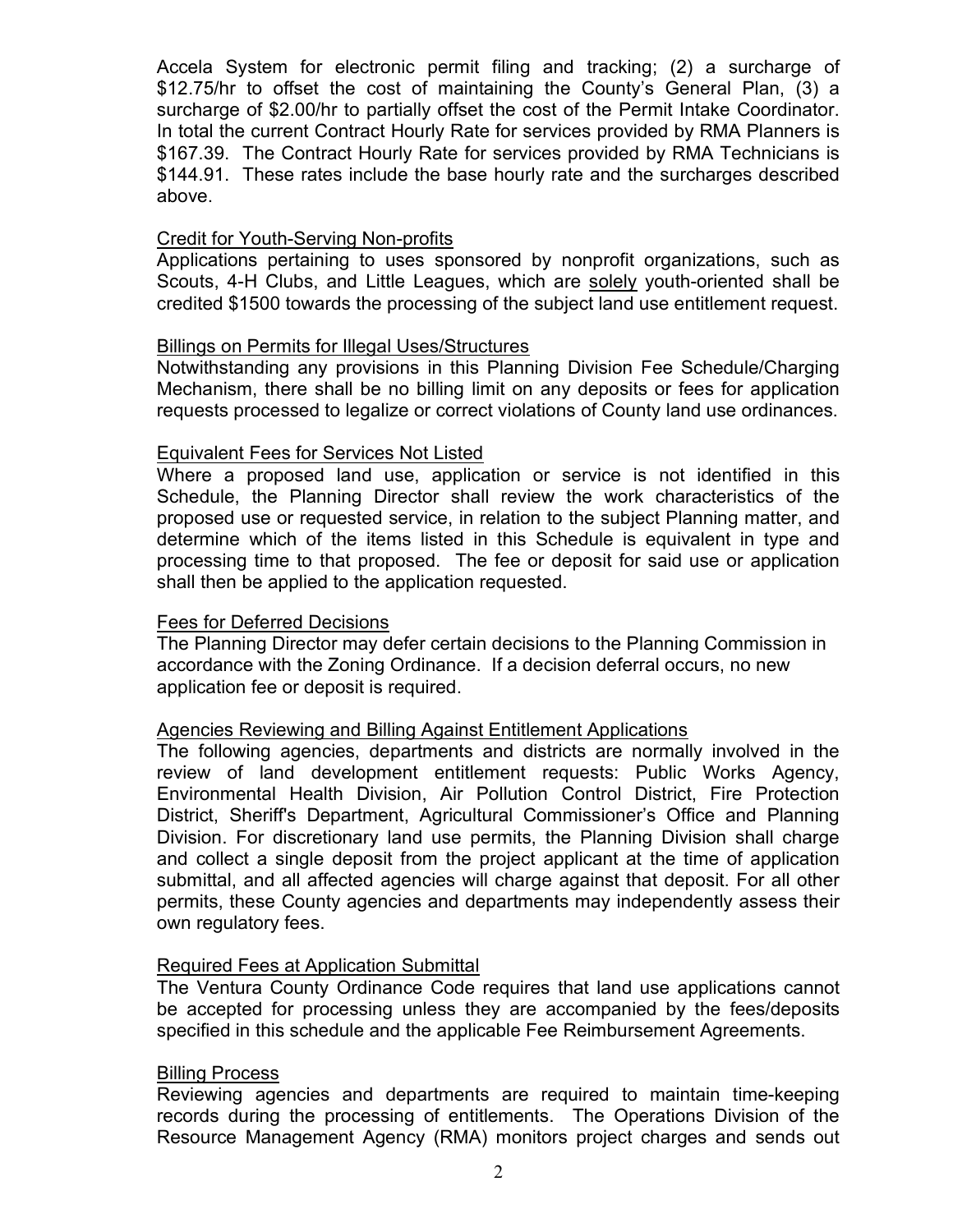Accela System for electronic permit filing and tracking; (2) a surcharge of \$12.75/hr to offset the cost of maintaining the County's General Plan, (3) a surcharge of \$2.00/hr to partially offset the cost of the Permit Intake Coordinator. In total the current Contract Hourly Rate for services provided by RMA Planners is \$167.39. The Contract Hourly Rate for services provided by RMA Technicians is \$144.91. These rates include the base hourly rate and the surcharges described above.

### Credit for Youth-Serving Non-profits

Applications pertaining to uses sponsored by nonprofit organizations, such as Scouts, 4-H Clubs, and Little Leagues, which are solely youth-oriented shall be credited \$1500 towards the processing of the subject land use entitlement request.

### Billings on Permits for Illegal Uses/Structures

Notwithstanding any provisions in this Planning Division Fee Schedule/Charging Mechanism, there shall be no billing limit on any deposits or fees for application requests processed to legalize or correct violations of County land use ordinances.

### Equivalent Fees for Services Not Listed

Where a proposed land use, application or service is not identified in this Schedule, the Planning Director shall review the work characteristics of the proposed use or requested service, in relation to the subject Planning matter, and determine which of the items listed in this Schedule is equivalent in type and processing time to that proposed. The fee or deposit for said use or application shall then be applied to the application requested.

### Fees for Deferred Decisions

The Planning Director may defer certain decisions to the Planning Commission in accordance with the Zoning Ordinance. If a decision deferral occurs, no new application fee or deposit is required.

### Agencies Reviewing and Billing Against Entitlement Applications

The following agencies, departments and districts are normally involved in the review of land development entitlement requests: Public Works Agency, Environmental Health Division, Air Pollution Control District, Fire Protection District, Sheriff's Department, Agricultural Commissioner's Office and Planning Division. For discretionary land use permits, the Planning Division shall charge and collect a single deposit from the project applicant at the time of application submittal, and all affected agencies will charge against that deposit. For all other permits, these County agencies and departments may independently assess their own regulatory fees.

### Required Fees at Application Submittal

The Ventura County Ordinance Code requires that land use applications cannot be accepted for processing unless they are accompanied by the fees/deposits specified in this schedule and the applicable Fee Reimbursement Agreements.

### Billing Process

Reviewing agencies and departments are required to maintain time-keeping records during the processing of entitlements. The Operations Division of the Resource Management Agency (RMA) monitors project charges and sends out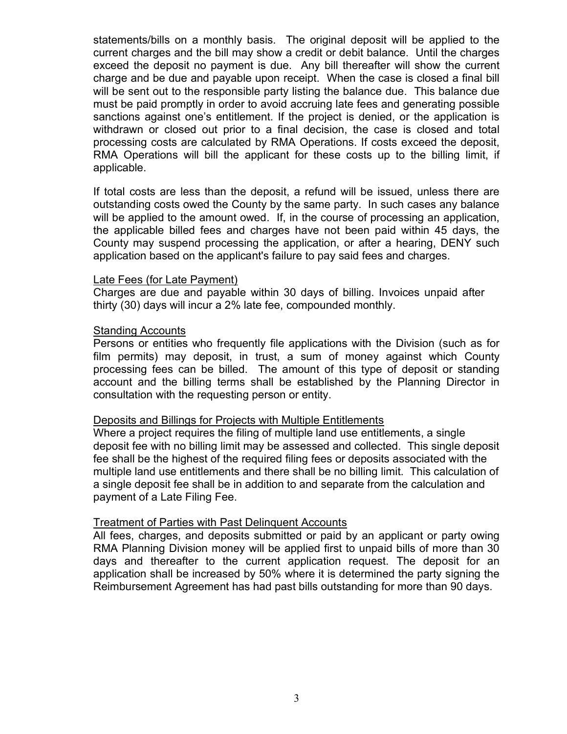statements/bills on a monthly basis. The original deposit will be applied to the current charges and the bill may show a credit or debit balance. Until the charges exceed the deposit no payment is due. Any bill thereafter will show the current charge and be due and payable upon receipt. When the case is closed a final bill will be sent out to the responsible party listing the balance due. This balance due must be paid promptly in order to avoid accruing late fees and generating possible sanctions against one's entitlement. If the project is denied, or the application is withdrawn or closed out prior to a final decision, the case is closed and total processing costs are calculated by RMA Operations. If costs exceed the deposit, RMA Operations will bill the applicant for these costs up to the billing limit, if applicable.

If total costs are less than the deposit, a refund will be issued, unless there are outstanding costs owed the County by the same party. In such cases any balance will be applied to the amount owed. If, in the course of processing an application, the applicable billed fees and charges have not been paid within 45 days, the County may suspend processing the application, or after a hearing, DENY such application based on the applicant's failure to pay said fees and charges.

<u>Late Fees (for Late Payment)</u>

Charges are due and payable within 30 days of billing. Invoices unpaid after thirty (30) days will incur a 2% late fee, compounded monthly.

<u>Standing Accounts</u>

Persons or entities who frequently file applications with the Division (such as for film permits) may deposit, in trust, a sum of money against which County processing fees can be billed. The amount of this type of deposit or standing account and the billing terms shall be established by the Planning Director in consultation with the requesting person or entity.

<u>Deposits and Billings for Projects with Multiple Entitlements</u>

Where a project requires the filing of multiple land use entitlements, a single deposit fee with no billing limit may be assessed and collected. This single deposit fee shall be the highest of the required filing fees or deposits associated with the multiple land use entitlements and there shall be no billing limit. This calculation of a single deposit fee shall be in addition to and separate from the calculation and payment of a Late Filing Fee.

<u>Treatment of Parties with Past Delinquent Accounts</u>

All fees, charges, and deposits submitted or paid by an applicant or party owing RMA Planning Division money will be applied first to unpaid bills of more than 30 days and thereafter to the current application request. The deposit for an application shall be increased by 50% where it is determined the party signing the Reimbursement Agreement has had past bills outstanding for more than 90 days.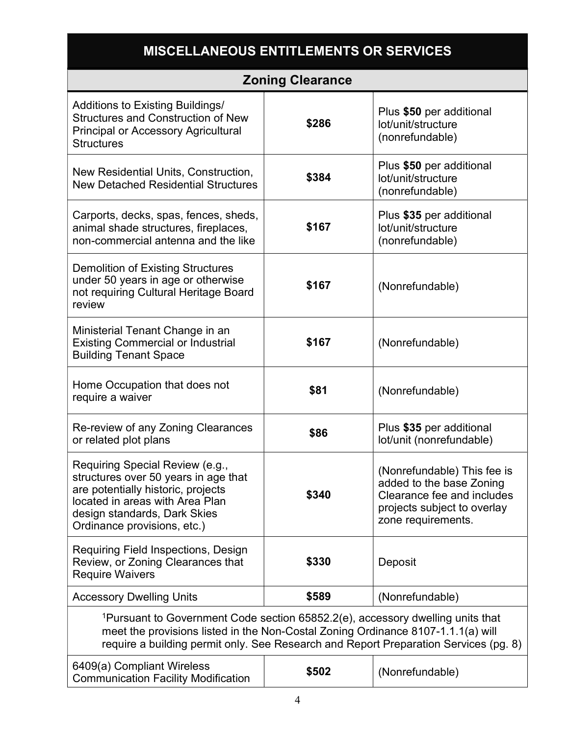## MISCELLANEOUS ENTITLEMENTS OR SERVICES

### Zoning Clearance

| Item | Fee | Notes |
| --- | --- | --- |
| Additions to Existing Buildings/ Structures and Construction of New Principal or Accessory Agricultural Structures | **$286** | Plus **$50** per additional lot/unit/structure (nonrefundable) |
| New Residential Units, Construction, New Detached Residential Structures | **$384** | Plus **$50** per additional lot/unit/structure (nonrefundable) |
| Carports, decks, spas, fences, sheds, animal shade structures, fireplaces, non-commercial antenna and the like | **$167** | Plus **$35** per additional lot/unit/structure (nonrefundable) |
| Demolition of Existing Structures under 50 years in age or otherwise not requiring Cultural Heritage Board review | **$167** | (Nonrefundable) |
| Ministerial Tenant Change in an Existing Commercial or Industrial Building Tenant Space | **$167** | (Nonrefundable) |
| Home Occupation that does not require a waiver | **$81** | (Nonrefundable) |
| Re-review of any Zoning Clearances or related plot plans | **$86** | Plus **$35** per additional lot/unit (nonrefundable) |
| Requiring Special Review (e.g., structures over 50 years in age that are potentially historic, projects located in areas with Area Plan design standards, Dark Skies Ordinance provisions, etc.) | **$340** | (Nonrefundable) This fee is added to the base Zoning Clearance fee and includes projects subject to overlay zone requirements. |
| Requiring Field Inspections, Design Review, or Zoning Clearances that Require Waivers | **$330** | Deposit |
| Accessory Dwelling Units | **$589** | (Nonrefundable) |
| [1]Pursuant to Government Code section 65852.2(e), accessory dwelling units that meet the provisions listed in the Non-Costal Zoning Ordinance 8107-1.1.1(a) will require a building permit only. See Research and Report Preparation Services (pg. 8) | | |
| 6409(a) Compliant Wireless Communication Facility Modification | **$502** | (Nonrefundable) |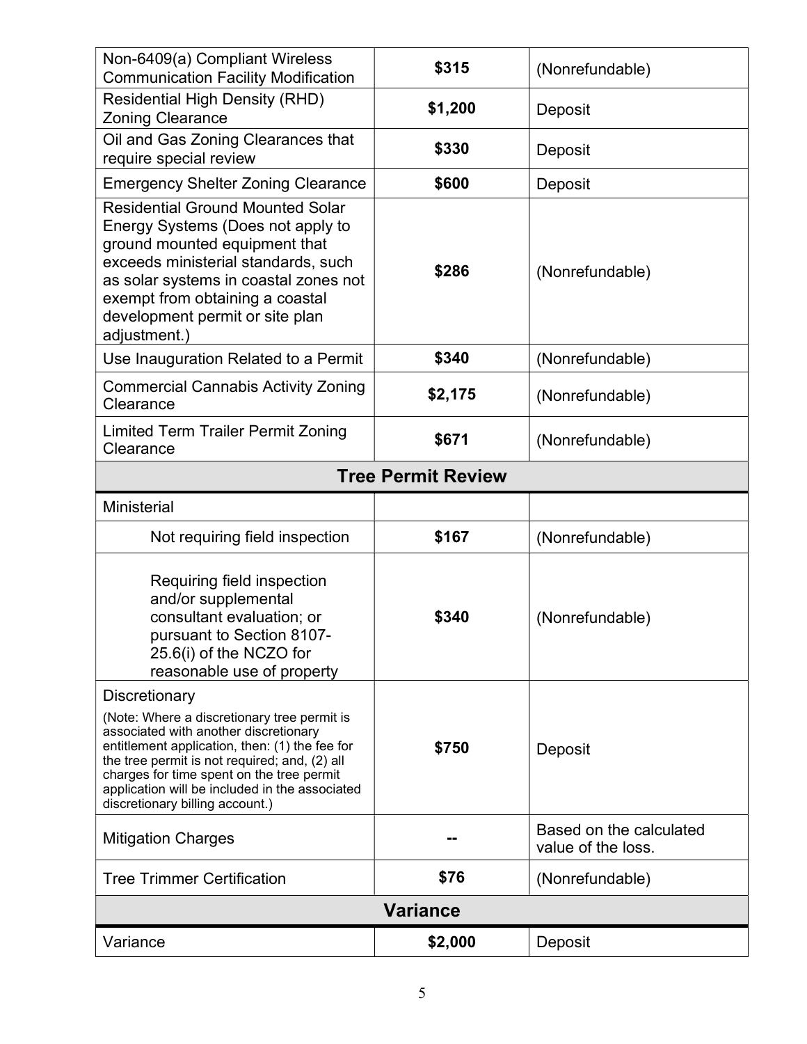| | | |
|---|---|---|
| Non-6409(a) Compliant Wireless Communication Facility Modification | **$315** | (Nonrefundable) |
| Residential High Density (RHD) Zoning Clearance | **$1,200** | Deposit |
| Oil and Gas Zoning Clearances that require special review | **$330** | Deposit |
| Emergency Shelter Zoning Clearance | **$600** | Deposit |
| Residential Ground Mounted Solar Energy Systems (Does not apply to ground mounted equipment that exceeds ministerial standards, such as solar systems in coastal zones not exempt from obtaining a coastal development permit or site plan adjustment.) | **$286** | (Nonrefundable) |
| Use Inauguration Related to a Permit | **$340** | (Nonrefundable) |
| Commercial Cannabis Activity Zoning Clearance | **$2,175** | (Nonrefundable) |
| Limited Term Trailer Permit Zoning Clearance | **$671** | (Nonrefundable) |
| **Tree Permit Review** | | |
| Ministerial | | |
| Not requiring field inspection | **$167** | (Nonrefundable) |
| Requiring field inspection and/or supplemental consultant evaluation; or pursuant to Section 8107-25.6(i) of the NCZO for reasonable use of property | **$340** | (Nonrefundable) |
| Discretionary (Note: Where a discretionary tree permit is associated with another discretionary entitlement application, then: (1) the fee for the tree permit is not required; and, (2) all charges for time spent on the tree permit application will be included in the associated discretionary billing account.) | **$750** | Deposit |
| Mitigation Charges | **--** | Based on the calculated value of the loss. |
| Tree Trimmer Certification | **$76** | (Nonrefundable) |
| **Variance** | | |
| Variance | **$2,000** | Deposit |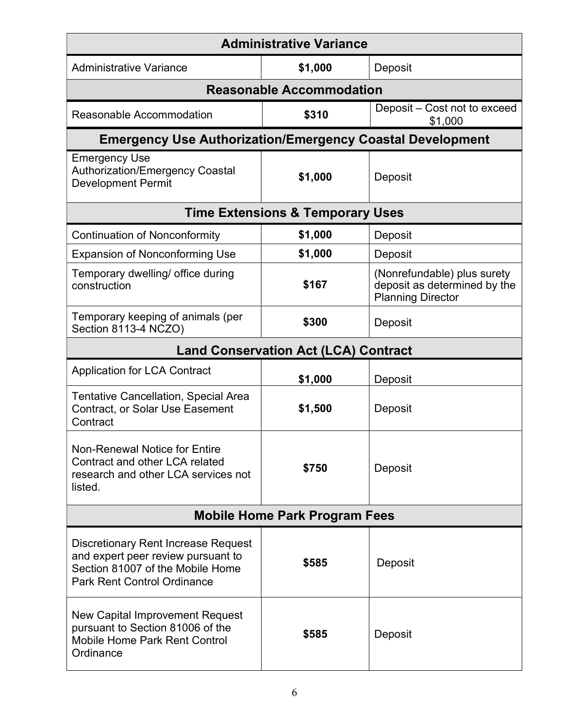| Administrative Variance | | |
|---|---|---|
| Administrative Variance | **$1,000** | Deposit |
| **Reasonable Accommodation** | | |
| Reasonable Accommodation | **$310** | Deposit – Cost not to exceed $1,000 |
| **Emergency Use Authorization/Emergency Coastal Development** | | |
| Emergency Use Authorization/Emergency Coastal Development Permit | **$1,000** | Deposit |
| **Time Extensions & Temporary Uses** | | |
| Continuation of Nonconformity | **$1,000** | Deposit |
| Expansion of Nonconforming Use | **$1,000** | Deposit |
| Temporary dwelling/ office during construction | **$167** | (Nonrefundable) plus surety deposit as determined by the Planning Director |
| Temporary keeping of animals (per Section 8113-4 NCZO) | **$300** | Deposit |
| **Land Conservation Act (LCA) Contract** | | |
| Application for LCA Contract | **$1,000** | Deposit |
| Tentative Cancellation, Special Area Contract, or Solar Use Easement Contract | **$1,500** | Deposit |
| Non-Renewal Notice for Entire Contract and other LCA related research and other LCA services not listed. | **$750** | Deposit |
| **Mobile Home Park Program Fees** | | |
| Discretionary Rent Increase Request and expert peer review pursuant to Section 81007 of the Mobile Home Park Rent Control Ordinance | **$585** | Deposit |
| New Capital Improvement Request pursuant to Section 81006 of the Mobile Home Park Rent Control Ordinance | **$585** | Deposit |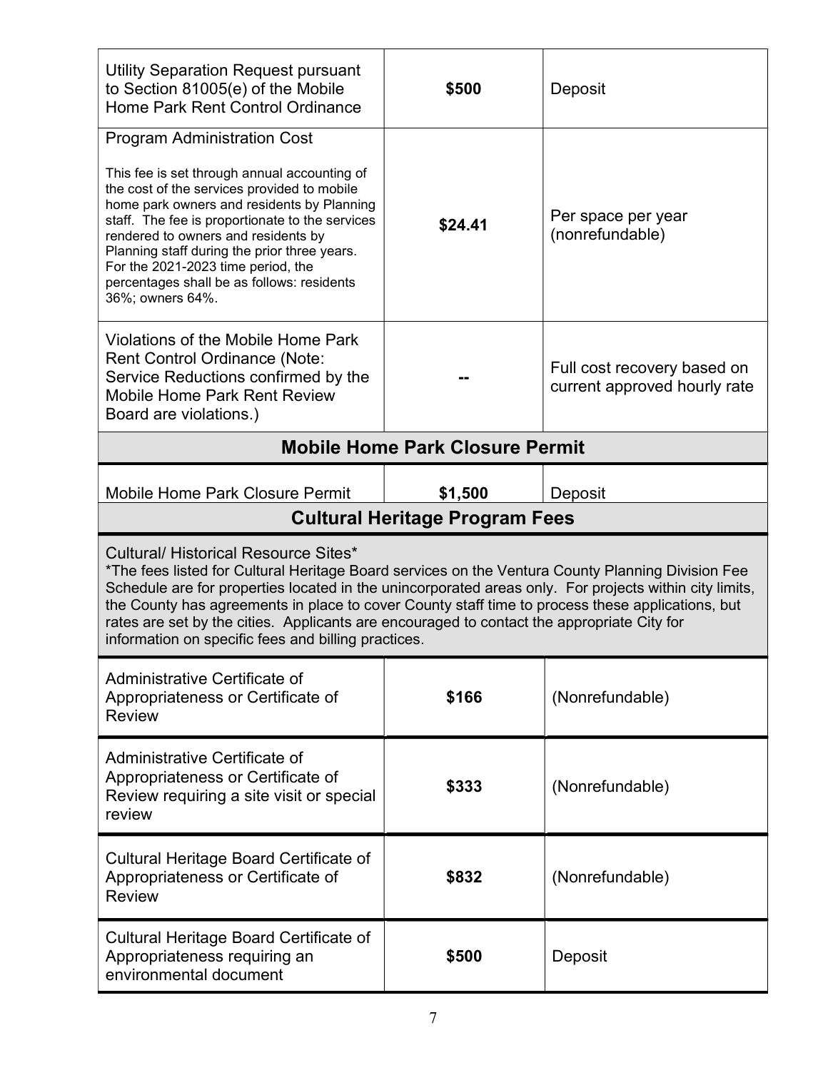| | | |
|---|---|---|
| Utility Separation Request pursuant to Section 81005(e) of the Mobile Home Park Rent Control Ordinance | **$500** | Deposit |
| Program Administration Cost<br><br>This fee is set through annual accounting of the cost of the services provided to mobile home park owners and residents by Planning staff. The fee is proportionate to the services rendered to owners and residents by Planning staff during the prior three years. For the 2021-2023 time period, the percentages shall be as follows: residents 36%; owners 64%. | **$24.41** | Per space per year (nonrefundable) |
| Violations of the Mobile Home Park Rent Control Ordinance (Note: Service Reductions confirmed by the Mobile Home Park Rent Review Board are violations.) | **--** | Full cost recovery based on current approved hourly rate |

## Mobile Home Park Closure Permit

| | | |
|---|---|---|
| Mobile Home Park Closure Permit | **$1,500** | Deposit |

## Cultural Heritage Program Fees

Cultural/ Historical Resource Sites*
*The fees listed for Cultural Heritage Board services on the Ventura County Planning Division Fee Schedule are for properties located in the unincorporated areas only. For projects within city limits, the County has agreements in place to cover County staff time to process these applications, but rates are set by the cities. Applicants are encouraged to contact the appropriate City for information on specific fees and billing practices.

| | | |
|---|---|---|
| Administrative Certificate of Appropriateness or Certificate of Review | **$166** | (Nonrefundable) |
| Administrative Certificate of Appropriateness or Certificate of Review requiring a site visit or special review | **$333** | (Nonrefundable) |
| Cultural Heritage Board Certificate of Appropriateness or Certificate of Review | **$832** | (Nonrefundable) |
| Cultural Heritage Board Certificate of Appropriateness requiring an environmental document | **$500** | Deposit |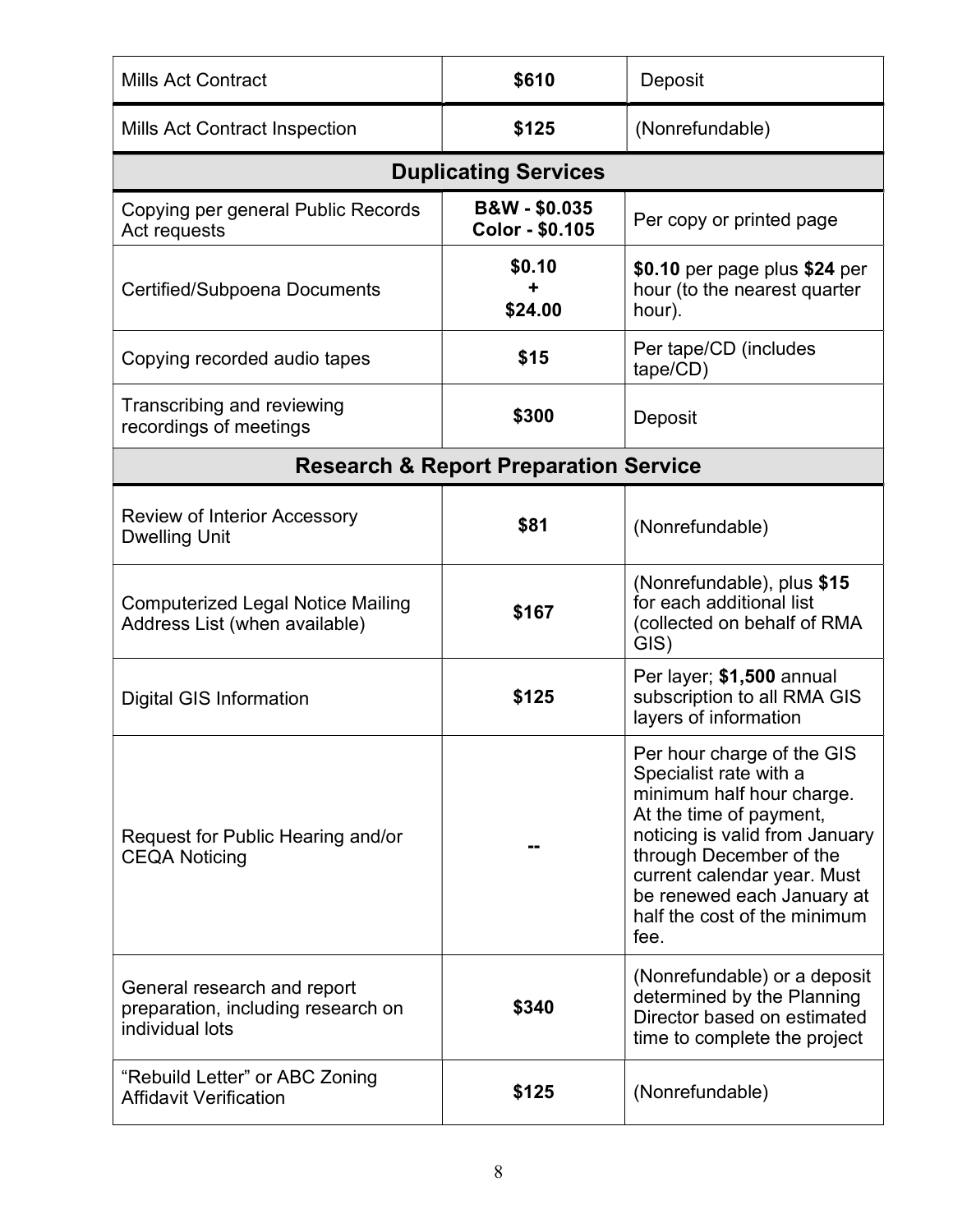| | | |
|---|---|---|
| Mills Act Contract | **$610** | Deposit |
| Mills Act Contract Inspection | **$125** | (Nonrefundable) |
| **Duplicating Services** | | |
| Copying per general Public Records Act requests | **B&W - $0.035** **Color - $0.105** | Per copy or printed page |
| Certified/Subpoena Documents | **$0.10 + $24.00** | **$0.10** per page plus **$24** per hour (to the nearest quarter hour). |
| Copying recorded audio tapes | **$15** | Per tape/CD (includes tape/CD) |
| Transcribing and reviewing recordings of meetings | **$300** | Deposit |
| **Research & Report Preparation Service** | | |
| Review of Interior Accessory Dwelling Unit | **$81** | (Nonrefundable) |
| Computerized Legal Notice Mailing Address List (when available) | **$167** | (Nonrefundable), plus **$15** for each additional list (collected on behalf of RMA GIS) |
| Digital GIS Information | **$125** | Per layer; **$1,500** annual subscription to all RMA GIS layers of information |
| Request for Public Hearing and/or CEQA Noticing | **--** | Per hour charge of the GIS Specialist rate with a minimum half hour charge. At the time of payment, noticing is valid from January through December of the current calendar year. Must be renewed each January at half the cost of the minimum fee. |
| General research and report preparation, including research on individual lots | **$340** | (Nonrefundable) or a deposit determined by the Planning Director based on estimated time to complete the project |
| "Rebuild Letter" or ABC Zoning Affidavit Verification | **$125** | (Nonrefundable) |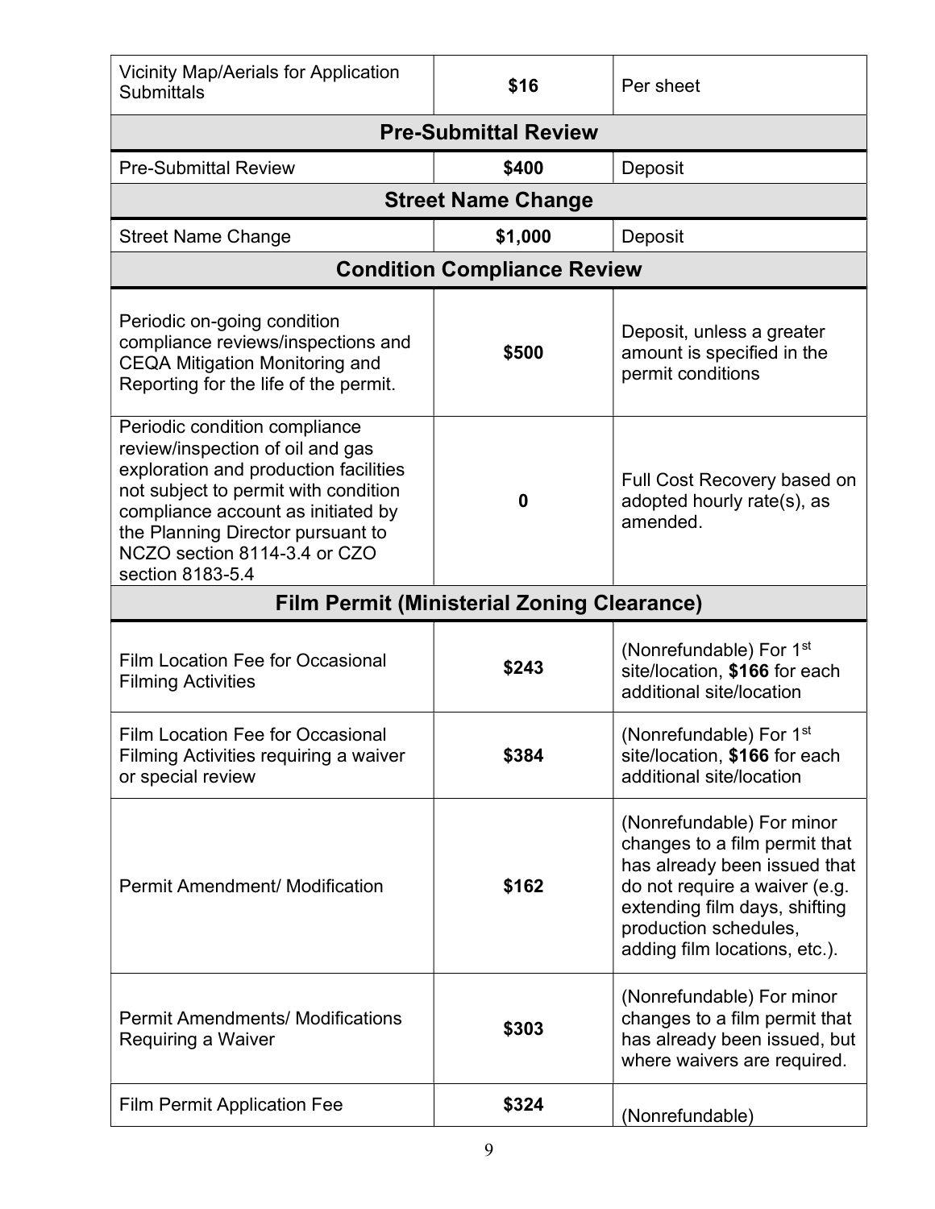| Vicinity Map/Aerials for Application Submittals | **$16** | Per sheet |
|---|---|---|
| **Pre-Submittal Review** | | |
| Pre-Submittal Review | **$400** | Deposit |
| **Street Name Change** | | |
| Street Name Change | **$1,000** | Deposit |
| **Condition Compliance Review** | | |
| Periodic on-going condition compliance reviews/inspections and CEQA Mitigation Monitoring and Reporting for the life of the permit. | **$500** | Deposit, unless a greater amount is specified in the permit conditions |
| Periodic condition compliance review/inspection of oil and gas exploration and production facilities not subject to permit with condition compliance account as initiated by the Planning Director pursuant to NCZO section 8114-3.4 or CZO section 8183-5.4 | **0** | Full Cost Recovery based on adopted hourly rate(s), as amended. |
| **Film Permit (Ministerial Zoning Clearance)** | | |
| Film Location Fee for Occasional Filming Activities | **$243** | (Nonrefundable) For 1st site/location, **$166** for each additional site/location |
| Film Location Fee for Occasional Filming Activities requiring a waiver or special review | **$384** | (Nonrefundable) For 1st site/location, **$166** for each additional site/location |
| Permit Amendment/ Modification | **$162** | (Nonrefundable) For minor changes to a film permit that has already been issued that do not require a waiver (e.g. extending film days, shifting production schedules, adding film locations, etc.). |
| Permit Amendments/ Modifications Requiring a Waiver | **$303** | (Nonrefundable) For minor changes to a film permit that has already been issued, but where waivers are required. |
| Film Permit Application Fee | **$324** | (Nonrefundable) |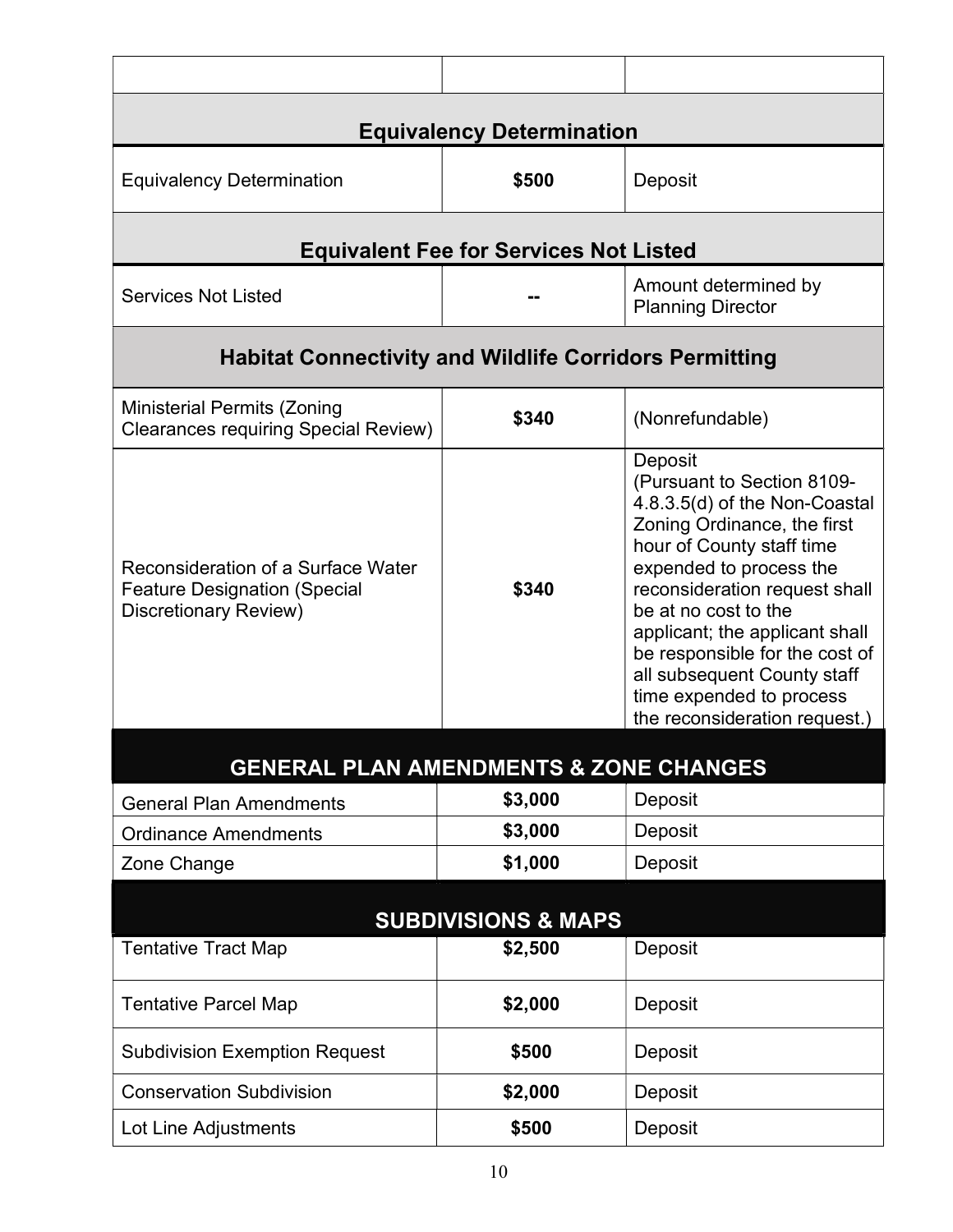| | | |
|---|---|---|
| **Equivalency Determination** | | |
| Equivalency Determination | **$500** | Deposit |
| **Equivalent Fee for Services Not Listed** | | |
| Services Not Listed | **--** | Amount determined by Planning Director |
| **Habitat Connectivity and Wildlife Corridors Permitting** | | |
| Ministerial Permits (Zoning Clearances requiring Special Review) | **$340** | (Nonrefundable) |
| Reconsideration of a Surface Water Feature Designation (Special Discretionary Review) | **$340** | Deposit (Pursuant to Section 8109-4.8.3.5(d) of the Non-Coastal Zoning Ordinance, the first hour of County staff time expended to process the reconsideration request shall be at no cost to the applicant; the applicant shall be responsible for the cost of all subsequent County staff time expended to process the reconsideration request.) |
| **GENERAL PLAN AMENDMENTS & ZONE CHANGES** | | |
| General Plan Amendments | **$3,000** | Deposit |
| Ordinance Amendments | **$3,000** | Deposit |
| Zone Change | **$1,000** | Deposit |
| **SUBDIVISIONS & MAPS** | | |
| Tentative Tract Map | **$2,500** | Deposit |
| Tentative Parcel Map | **$2,000** | Deposit |
| Subdivision Exemption Request | **$500** | Deposit |
| Conservation Subdivision | **$2,000** | Deposit |
| Lot Line Adjustments | **$500** | Deposit |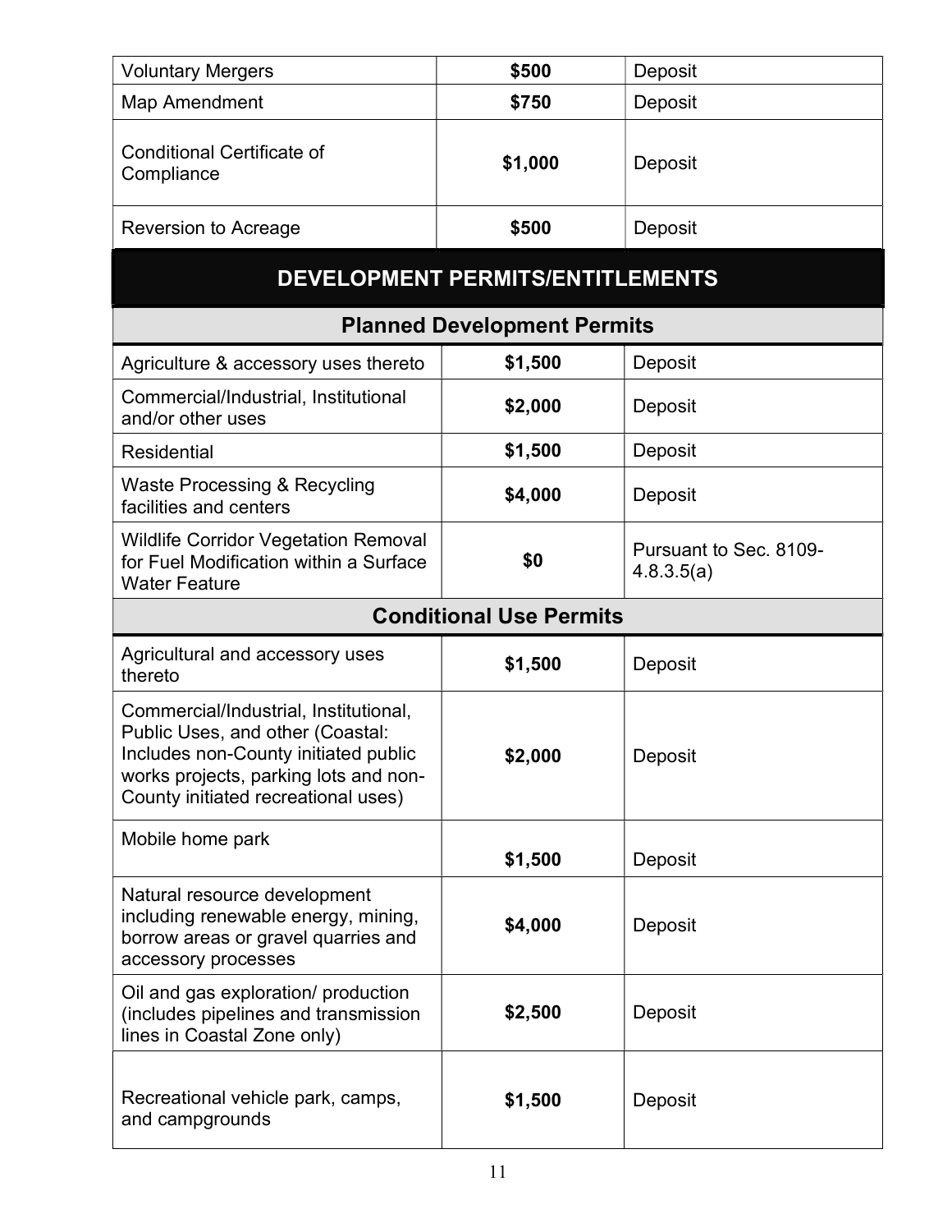| | | |
|---|---|---|
| Voluntary Mergers | **$500** | Deposit |
| Map Amendment | **$750** | Deposit |
| Conditional Certificate of Compliance | **$1,000** | Deposit |
| Reversion to Acreage | **$500** | Deposit |

## DEVELOPMENT PERMITS/ENTITLEMENTS

### Planned Development Permits

| | | |
|---|---|---|
| Agriculture & accessory uses thereto | **$1,500** | Deposit |
| Commercial/Industrial, Institutional and/or other uses | **$2,000** | Deposit |
| Residential | **$1,500** | Deposit |
| Waste Processing & Recycling facilities and centers | **$4,000** | Deposit |
| Wildlife Corridor Vegetation Removal for Fuel Modification within a Surface Water Feature | **$0** | Pursuant to Sec. 8109-4.8.3.5(a) |

### Conditional Use Permits

| | | |
|---|---|---|
| Agricultural and accessory uses thereto | **$1,500** | Deposit |
| Commercial/Industrial, Institutional, Public Uses, and other (Coastal: Includes non-County initiated public works projects, parking lots and non-County initiated recreational uses) | **$2,000** | Deposit |
| Mobile home park | **$1,500** | Deposit |
| Natural resource development including renewable energy, mining, borrow areas or gravel quarries and accessory processes | **$4,000** | Deposit |
| Oil and gas exploration/ production (includes pipelines and transmission lines in Coastal Zone only) | **$2,500** | Deposit |
| Recreational vehicle park, camps, and campgrounds | **$1,500** | Deposit |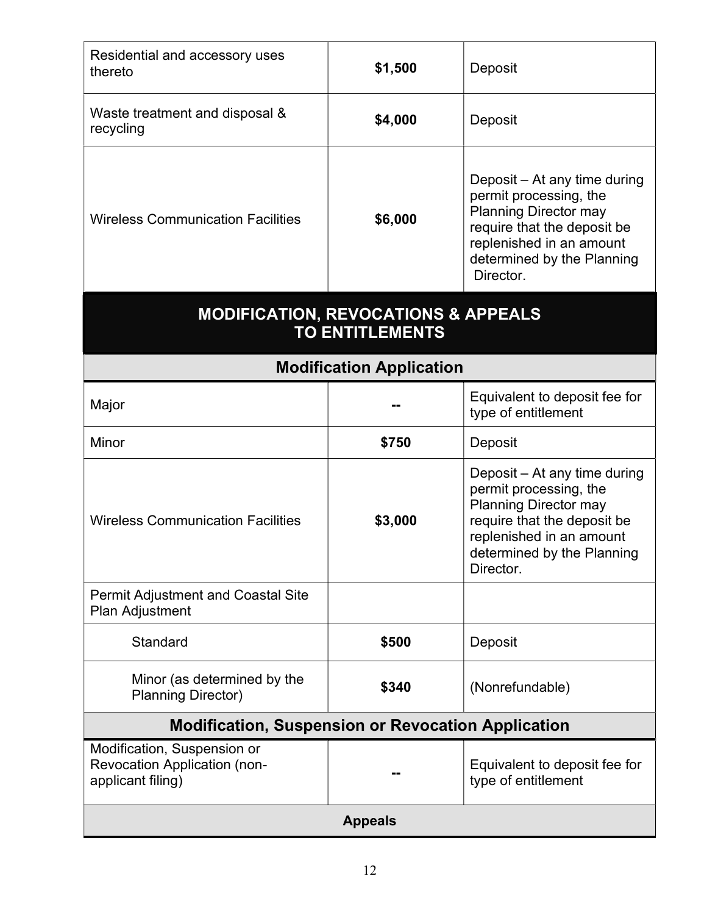| | | |
|---|---|---|
| Residential and accessory uses thereto | **$1,500** | Deposit |
| Waste treatment and disposal & recycling | **$4,000** | Deposit |
| Wireless Communication Facilities | **$6,000** | Deposit – At any time during permit processing, the Planning Director may require that the deposit be replenished in an amount determined by the Planning Director. |

## MODIFICATION, REVOCATIONS & APPEALS TO ENTITLEMENTS

### Modification Application

| | | |
|---|---|---|
| Major | **--** | Equivalent to deposit fee for type of entitlement |
| Minor | **$750** | Deposit |
| Wireless Communication Facilities | **$3,000** | Deposit – At any time during permit processing, the Planning Director may require that the deposit be replenished in an amount determined by the Planning Director. |
| Permit Adjustment and Coastal Site Plan Adjustment | | |
| Standard | **$500** | Deposit |
| Minor (as determined by the Planning Director) | **$340** | (Nonrefundable) |

### Modification, Suspension or Revocation Application

| | | |
|---|---|---|
| Modification, Suspension or Revocation Application (non-applicant filing) | **--** | Equivalent to deposit fee for type of entitlement |

### Appeals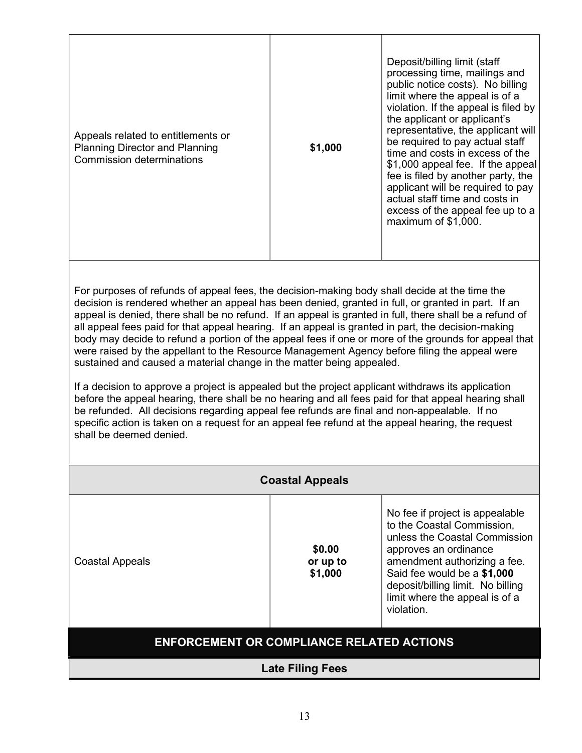| | | |
|---|---|---|
| Appeals related to entitlements or Planning Director and Planning Commission determinations | **$1,000** | Deposit/billing limit (staff processing time, mailings and public notice costs). No billing limit where the appeal is of a violation. If the appeal is filed by the applicant or applicant's representative, the applicant will be required to pay actual staff time and costs in excess of the $1,000 appeal fee. If the appeal fee is filed by another party, the applicant will be required to pay actual staff time and costs in excess of the appeal fee up to a maximum of $1,000. |

For purposes of refunds of appeal fees, the decision-making body shall decide at the time the decision is rendered whether an appeal has been denied, granted in full, or granted in part. If an appeal is denied, there shall be no refund. If an appeal is granted in full, there shall be a refund of all appeal fees paid for that appeal hearing. If an appeal is granted in part, the decision-making body may decide to refund a portion of the appeal fees if one or more of the grounds for appeal that were raised by the appellant to the Resource Management Agency before filing the appeal were sustained and caused a material change in the matter being appealed.

If a decision to approve a project is appealed but the project applicant withdraws its application before the appeal hearing, there shall be no hearing and all fees paid for that appeal hearing shall be refunded. All decisions regarding appeal fee refunds are final and non-appealable. If no specific action is taken on a request for an appeal fee refund at the appeal hearing, the request shall be deemed denied.

### Coastal Appeals

| | | |
|---|---|---|
| Coastal Appeals | **$0.00 or up to $1,000** | No fee if project is appealable to the Coastal Commission, unless the Coastal Commission approves an ordinance amendment authorizing a fee. Said fee would be a **$1,000** deposit/billing limit. No billing limit where the appeal is of a violation. |

## ENFORCEMENT OR COMPLIANCE RELATED ACTIONS

### Late Filing Fees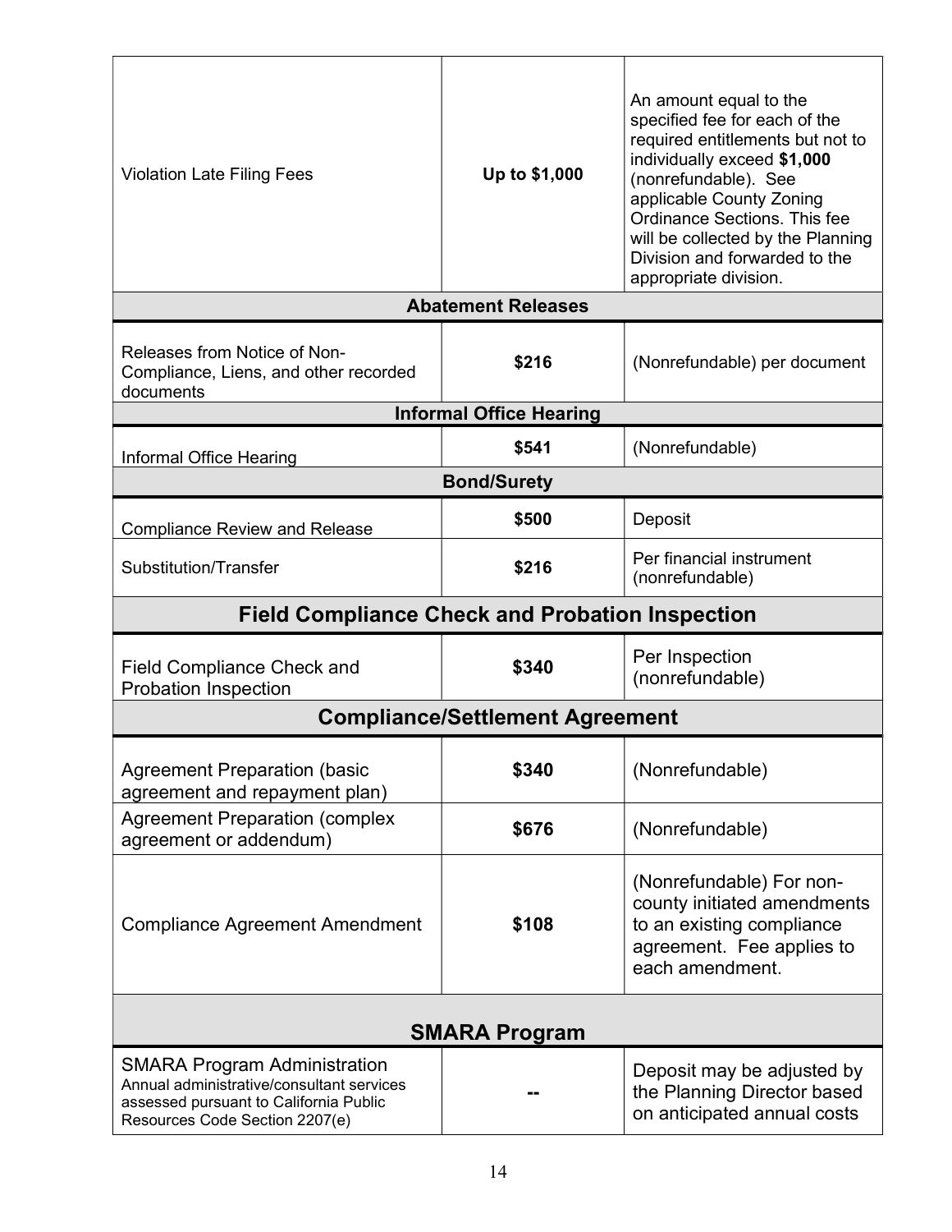| | | |
|---|---|---|
| Violation Late Filing Fees | **Up to $1,000** | An amount equal to the specified fee for each of the required entitlements but not to individually exceed **$1,000** (nonrefundable). See applicable County Zoning Ordinance Sections. This fee will be collected by the Planning Division and forwarded to the appropriate division. |
| **Abatement Releases** | | |
| Releases from Notice of Non-Compliance, Liens, and other recorded documents | **$216** | (Nonrefundable) per document |
| **Informal Office Hearing** | | |
| Informal Office Hearing | **$541** | (Nonrefundable) |
| **Bond/Surety** | | |
| Compliance Review and Release | **$500** | Deposit |
| Substitution/Transfer | **$216** | Per financial instrument (nonrefundable) |
| **Field Compliance Check and Probation Inspection** | | |
| Field Compliance Check and Probation Inspection | **$340** | Per Inspection (nonrefundable) |
| **Compliance/Settlement Agreement** | | |
| Agreement Preparation (basic agreement and repayment plan) | **$340** | (Nonrefundable) |
| Agreement Preparation (complex agreement or addendum) | **$676** | (Nonrefundable) |
| Compliance Agreement Amendment | **$108** | (Nonrefundable) For non-county initiated amendments to an existing compliance agreement. Fee applies to each amendment. |
| **SMARA Program** | | |
| SMARA Program Administration<br>Annual administrative/consultant services assessed pursuant to California Public Resources Code Section 2207(e) | **--** | Deposit may be adjusted by the Planning Director based on anticipated annual costs |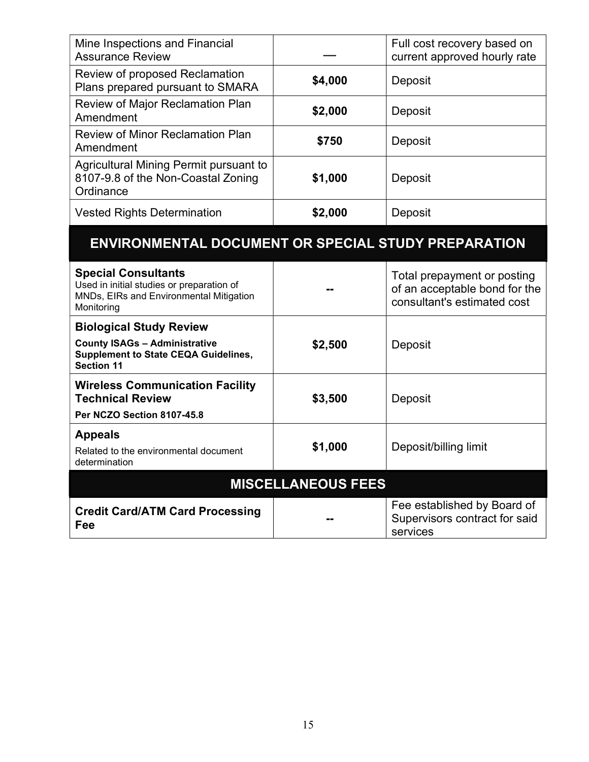| | | |
|---|---|---|
| Mine Inspections and Financial Assurance Review | — | Full cost recovery based on current approved hourly rate |
| Review of proposed Reclamation Plans prepared pursuant to SMARA | **$4,000** | Deposit |
| Review of Major Reclamation Plan Amendment | **$2,000** | Deposit |
| Review of Minor Reclamation Plan Amendment | **$750** | Deposit |
| Agricultural Mining Permit pursuant to 8107-9.8 of the Non-Coastal Zoning Ordinance | **$1,000** | Deposit |
| Vested Rights Determination | **$2,000** | Deposit |
| **ENVIRONMENTAL DOCUMENT OR SPECIAL STUDY PREPARATION** | | |
| **Special Consultants** Used in initial studies or preparation of MNDs, EIRs and Environmental Mitigation Monitoring | -- | Total prepayment or posting of an acceptable bond for the consultant's estimated cost |
| **Biological Study Review** **County ISAGs – Administrative Supplement to State CEQA Guidelines, Section 11** | **$2,500** | Deposit |
| **Wireless Communication Facility Technical Review** **Per NCZO Section 8107-45.8** | **$3,500** | Deposit |
| **Appeals** Related to the environmental document determination | **$1,000** | Deposit/billing limit |
| **MISCELLANEOUS FEES** | | |
| **Credit Card/ATM Card Processing Fee** | -- | Fee established by Board of Supervisors contract for said services |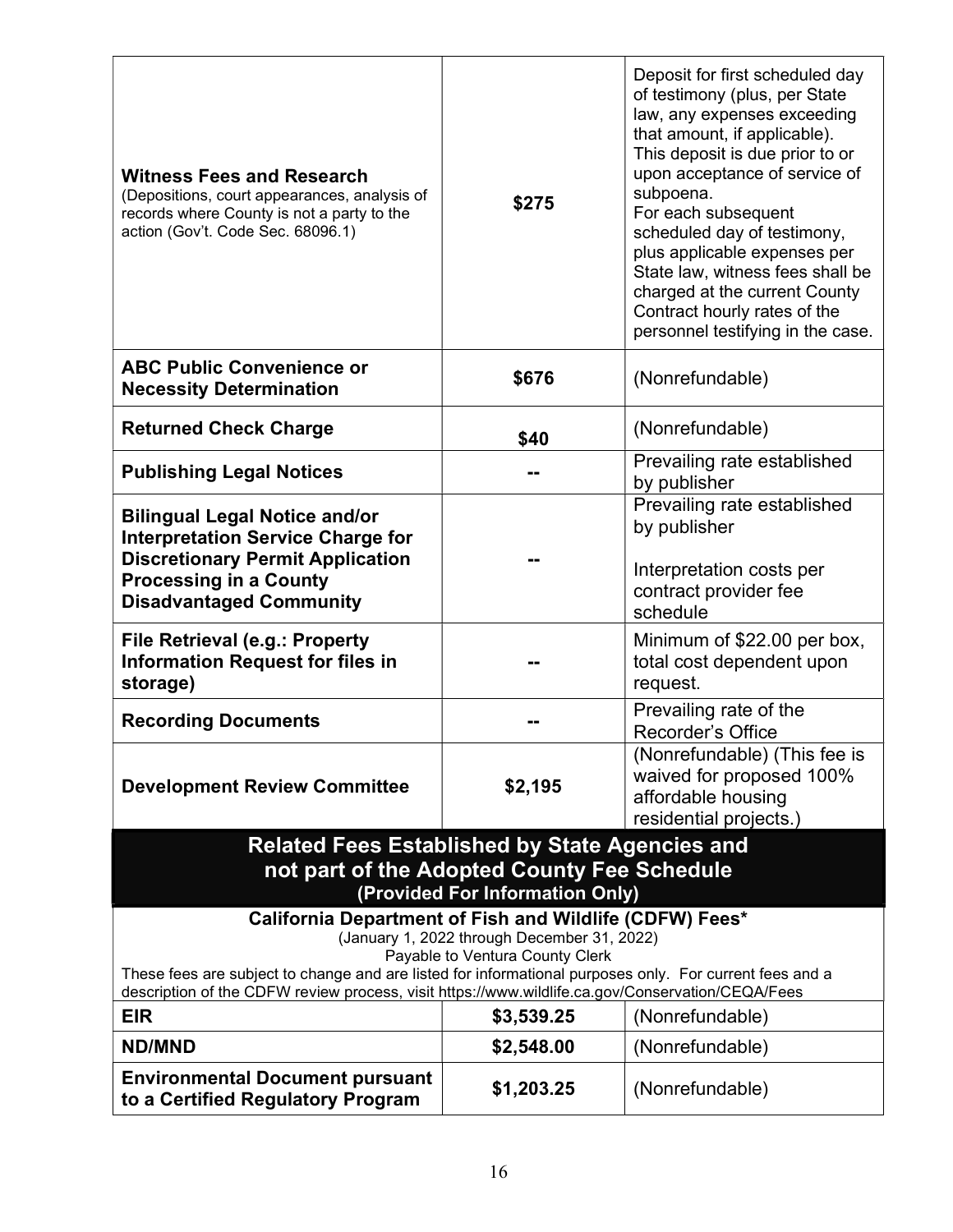| | | |
|---|---|---|
| **Witness Fees and Research** (Depositions, court appearances, analysis of records where County is not a party to the action (Gov't. Code Sec. 68096.1) | **$275** | Deposit for first scheduled day of testimony (plus, per State law, any expenses exceeding that amount, if applicable). This deposit is due prior to or upon acceptance of service of subpoena. For each subsequent scheduled day of testimony, plus applicable expenses per State law, witness fees shall be charged at the current County Contract hourly rates of the personnel testifying in the case. |
| **ABC Public Convenience or Necessity Determination** | **$676** | (Nonrefundable) |
| **Returned Check Charge** | **$40** | (Nonrefundable) |
| **Publishing Legal Notices** | **--** | Prevailing rate established by publisher |
| **Bilingual Legal Notice and/or Interpretation Service Charge for Discretionary Permit Application Processing in a County Disadvantaged Community** | **--** | Prevailing rate established by publisher<br><br>Interpretation costs per contract provider fee schedule |
| **File Retrieval (e.g.: Property Information Request for files in storage)** | **--** | Minimum of $22.00 per box, total cost dependent upon request. |
| **Recording Documents** | **--** | Prevailing rate of the Recorder's Office |
| **Development Review Committee** | **$2,195** | (Nonrefundable) (This fee is waived for proposed 100% affordable housing residential projects.) |

## Related Fees Established by State Agencies and not part of the Adopted County Fee Schedule

**(Provided For Information Only)**

**California Department of Fish and Wildlife (CDFW) Fees***

(January 1, 2022 through December 31, 2022)

Payable to Ventura County Clerk

These fees are subject to change and are listed for informational purposes only. For current fees and a description of the CDFW review process, visit https://www.wildlife.ca.gov/Conservation/CEQA/Fees

| | | |
|---|---|---|
| **EIR** | **$3,539.25** | (Nonrefundable) |
| **ND/MND** | **$2,548.00** | (Nonrefundable) |
| **Environmental Document pursuant to a Certified Regulatory Program** | **$1,203.25** | (Nonrefundable) |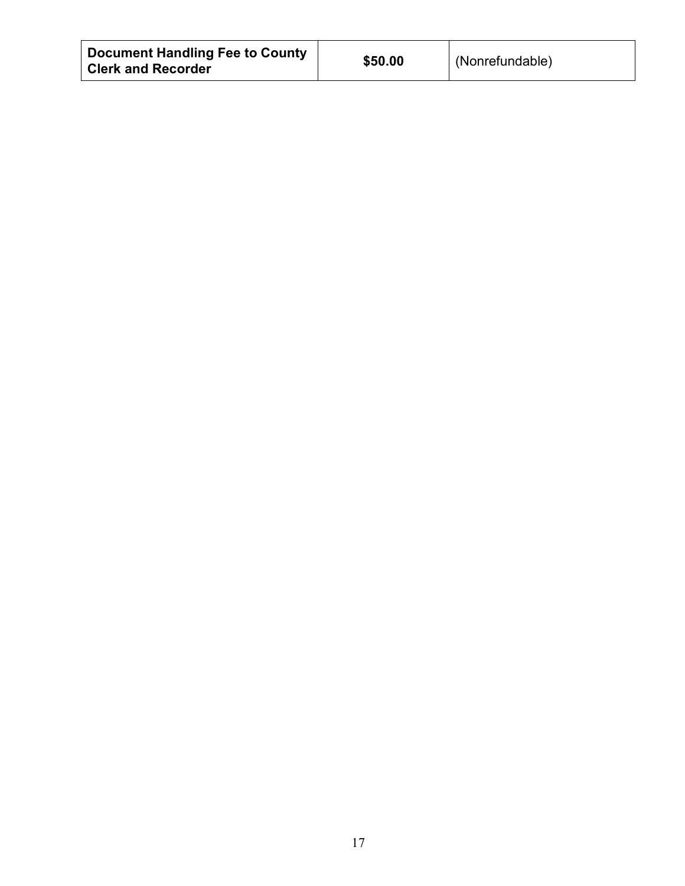| | | |
|---|---|---|
| **Document Handling Fee to County Clerk and Recorder** | **$50.00** | (Nonrefundable) |